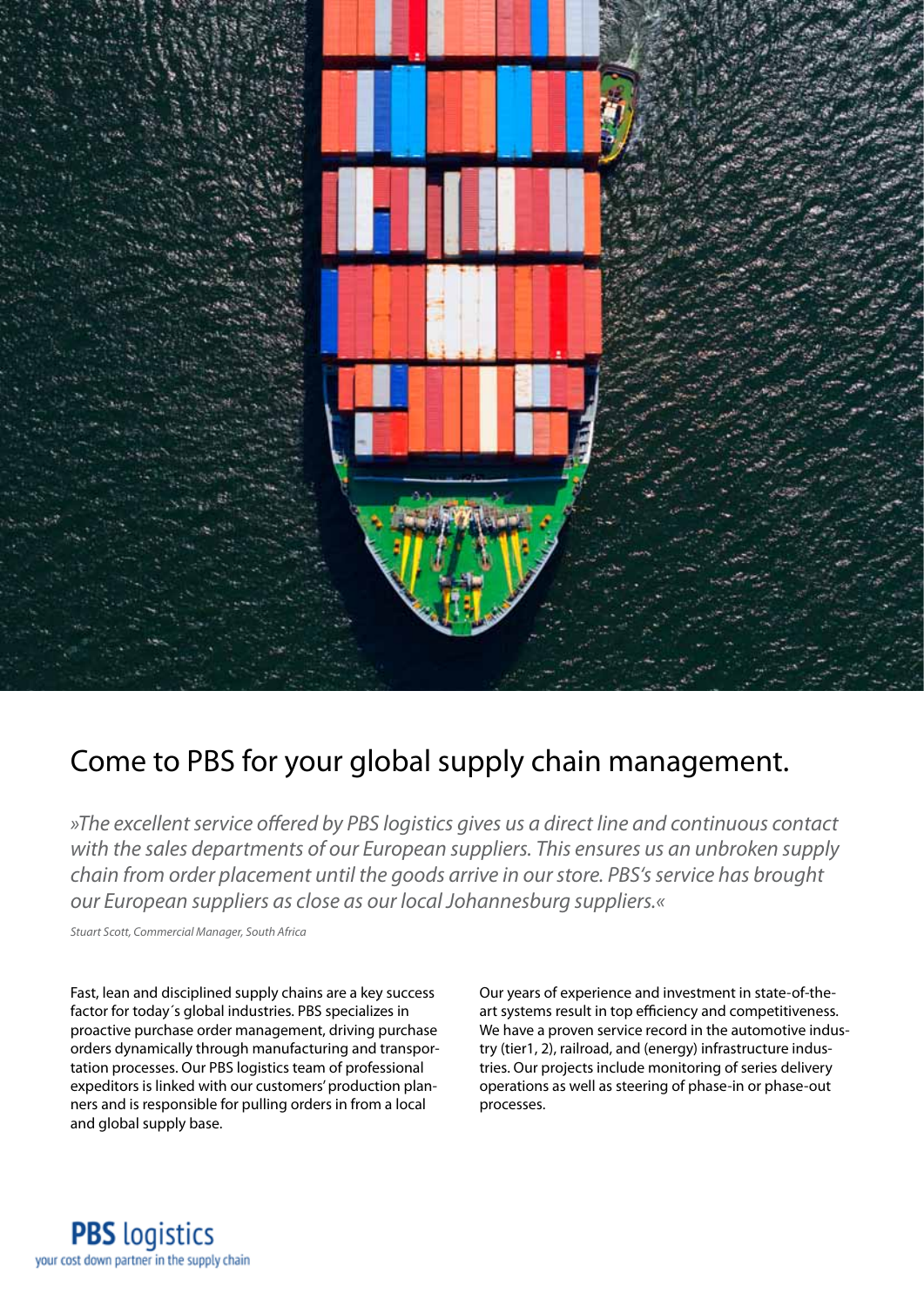# Come to PBS for your global supply chain management.

*»The excellent service offered by PBS logistics gives us a direct line and continuous contact with the sales departments of our European suppliers. This ensures us an unbroken supply chain from order placement until the goods arrive in our store. PBS's service has brought our European suppliers as close as our local Johannesburg suppliers.«*

*Stuart Scott, Commercial Manager, South Africa*

Fast, lean and disciplined supply chains are a key success factor for today´s global industries. PBS specializes in proactive purchase order management, driving purchase orders dynamically through manufacturing and transportation processes. Our PBS logistics team of professional expeditors is linked with our customers' production planners and is responsible for pulling orders in from a local and global supply base.

Our years of experience and investment in state-of-the-art systems result in top efficiency and competitiveness. We have a proven service record in the automotive industry (tier1, 2), railroad, and (energy) infrastructure industries. Our projects include monitoring of series delivery operations as well as steering of phase-in or phase-out processes.

**PBS** logistics
your cost down partner in the supply chain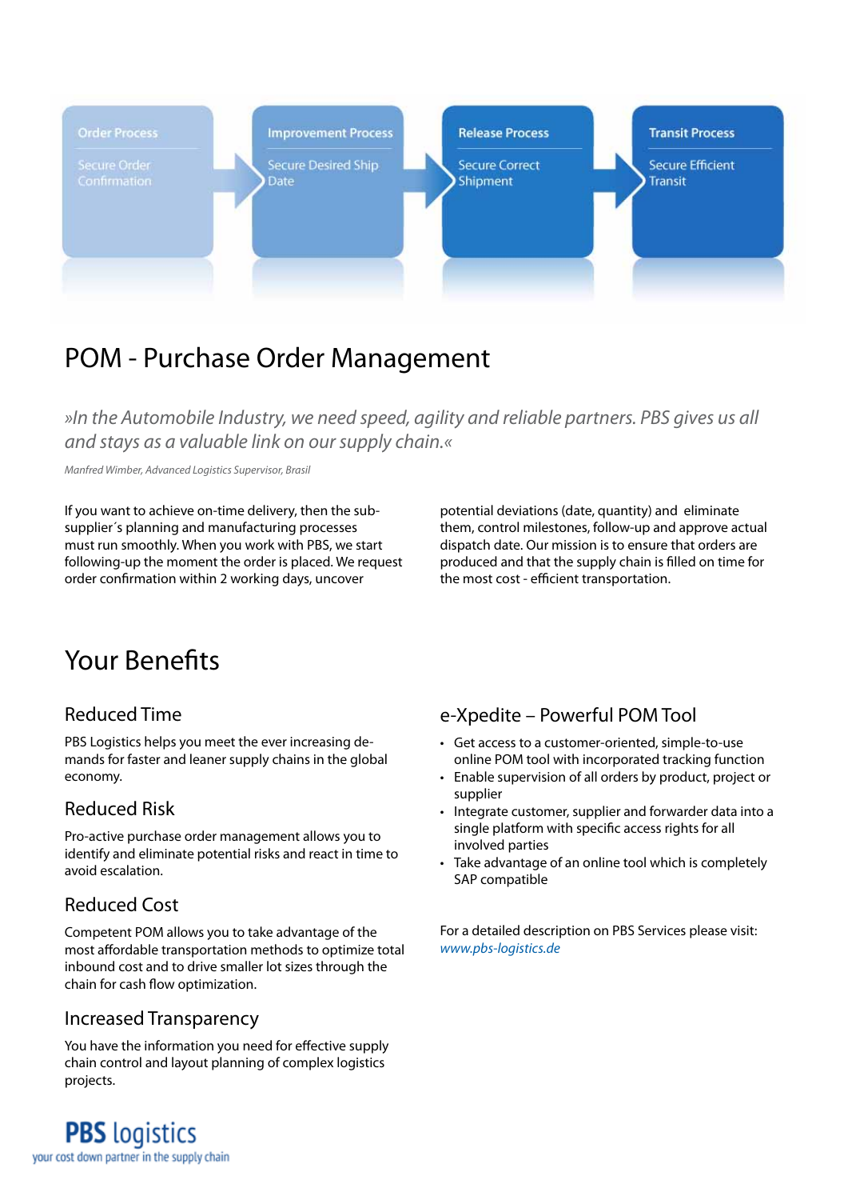**Order Process** — Secure Order Confirmation → **Improvement Process** — Secure Desired Ship Date → **Release Process** — Secure Correct Shipment → **Transit Process** — Secure Efficient Transit

# POM - Purchase Order Management

*»In the Automobile Industry, we need speed, agility and reliable partners. PBS gives us all and stays as a valuable link on our supply chain.«*

*Manfred Wimber, Advanced Logistics Supervisor, Brasil*

If you want to achieve on-time delivery, then the sub-supplier´s planning and manufacturing processes must run smoothly. When you work with PBS, we start following-up the moment the order is placed. We request order confirmation within 2 working days, uncover potential deviations (date, quantity) and eliminate them, control milestones, follow-up and approve actual dispatch date. Our mission is to ensure that orders are produced and that the supply chain is filled on time for the most cost - efficient transportation.

# Your Benefits

## Reduced Time

PBS Logistics helps you meet the ever increasing demands for faster and leaner supply chains in the global economy.

## Reduced Risk

Pro-active purchase order management allows you to identify and eliminate potential risks and react in time to avoid escalation.

## Reduced Cost

Competent POM allows you to take advantage of the most affordable transportation methods to optimize total inbound cost and to drive smaller lot sizes through the chain for cash flow optimization.

## Increased Transparency

You have the information you need for effective supply chain control and layout planning of complex logistics projects.

## e-Xpedite – Powerful POM Tool

- Get access to a customer-oriented, simple-to-use online POM tool with incorporated tracking function
- Enable supervision of all orders by product, project or supplier
- Integrate customer, supplier and forwarder data into a single platform with specific access rights for all involved parties
- Take advantage of an online tool which is completely SAP compatible

For a detailed description on PBS Services please visit:
*www.pbs-logistics.de*

**PBS logistics**
your cost down partner in the supply chain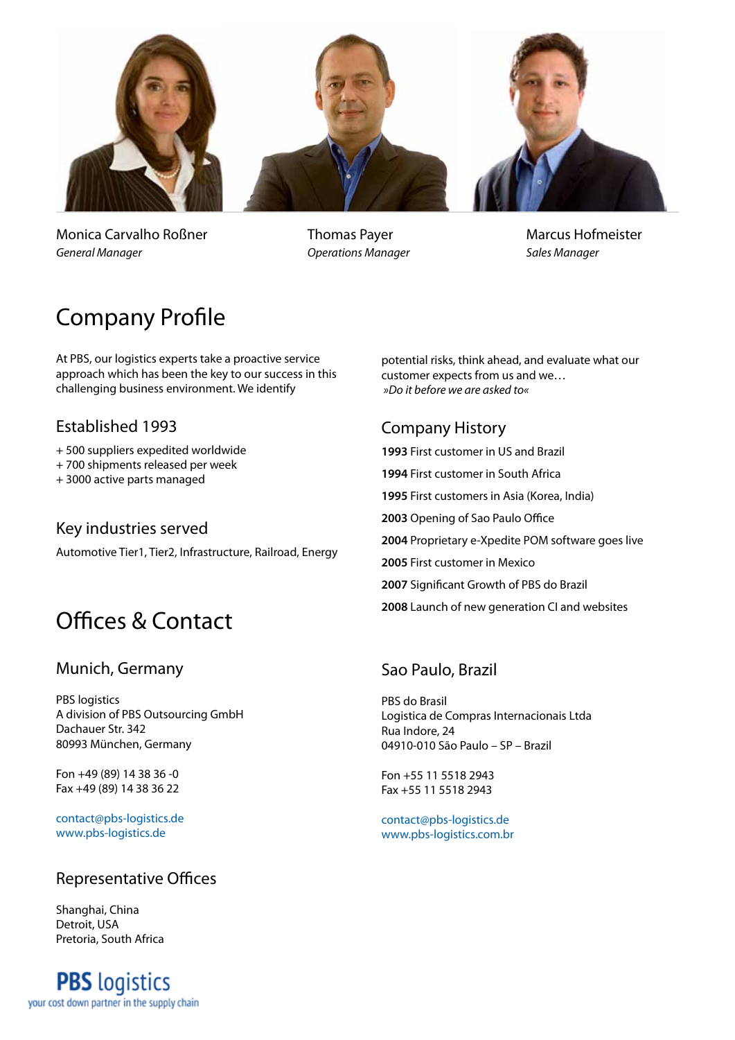Monica Carvalho Roßner
*General Manager*

Thomas Payer
*Operations Manager*

Marcus Hofmeister
*Sales Manager*

# Company Profile

At PBS, our logistics experts take a proactive service approach which has been the key to our success in this challenging business environment. We identify potential risks, think ahead, and evaluate what our customer expects from us and we…
*»Do it before we are asked to«*

## Established 1993

+ 500 suppliers expedited worldwide
+ 700 shipments released per week
+ 3000 active parts managed

## Key industries served

Automotive Tier1, Tier2, Infrastructure, Railroad, Energy

## Company History

**1993** First customer in US and Brazil

**1994** First customer in South Africa

**1995** First customers in Asia (Korea, India)

**2003** Opening of Sao Paulo Office

**2004** Proprietary e-Xpedite POM software goes live

**2005** First customer in Mexico

**2007** Significant Growth of PBS do Brazil

**2008** Launch of new generation CI and websites

# Offices & Contact

## Munich, Germany

PBS logistics
A division of PBS Outsourcing GmbH
Dachauer Str. 342
80993 München, Germany

Fon +49 (89) 14 38 36 -0
Fax +49 (89) 14 38 36 22

contact@pbs-logistics.de
www.pbs-logistics.de

## Sao Paulo, Brazil

PBS do Brasil
Logistica de Compras Internacionais Ltda
Rua Indore, 24
04910-010 São Paulo – SP – Brazil

Fon +55 11 5518 2943
Fax +55 11 5518 2943

contact@pbs-logistics.de
www.pbs-logistics.com.br

## Representative Offices

Shanghai, China
Detroit, USA
Pretoria, South Africa

**PBS** logistics
your cost down partner in the supply chain